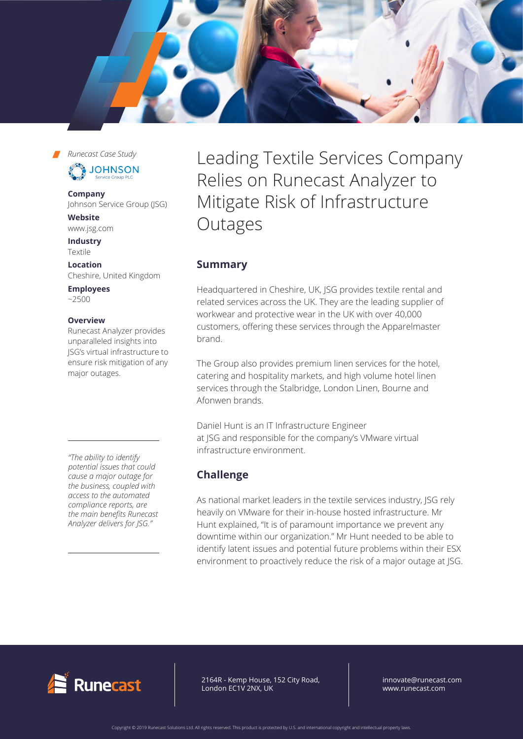*Runecast Case Study*

JOHNSON Service Group PLC

**Company**
Johnson Service Group (JSG)

**Website**
www.jsg.com

**Industry**
Textile

**Location**
Cheshire, United Kingdom

**Employees**
~2500

**Overview**
Runecast Analyzer provides unparalleled insights into JSG's virtual infrastructure to ensure risk mitigation of any major outages.

*"The ability to identify potential issues that could cause a major outage for the business, coupled with access to the automated compliance reports, are the main benefits Runecast Analyzer delivers for JSG."*

# Leading Textile Services Company Relies on Runecast Analyzer to Mitigate Risk of Infrastructure Outages

## Summary

Headquartered in Cheshire, UK, JSG provides textile rental and related services across the UK. They are the leading supplier of workwear and protective wear in the UK with over 40,000 customers, offering these services through the Apparelmaster brand.

The Group also provides premium linen services for the hotel, catering and hospitality markets, and high volume hotel linen services through the Stalbridge, London Linen, Bourne and Afonwen brands.

Daniel Hunt is an IT Infrastructure Engineer at JSG and responsible for the company's VMware virtual infrastructure environment.

## Challenge

As national market leaders in the textile services industry, JSG rely heavily on VMware for their in-house hosted infrastructure. Mr Hunt explained, "It is of paramount importance we prevent any downtime within our organization." Mr Hunt needed to be able to identify latent issues and potential future problems within their ESX environment to proactively reduce the risk of a major outage at JSG.

Runecast

2164R - Kemp House, 152 City Road, London EC1V 2NX, UK

innovate@runecast.com
www.runecast.com

Copyright © 2019 Runecast Solutions Ltd. All rights reserved. This product is protected by U.S. and international copyright and intellectual property laws.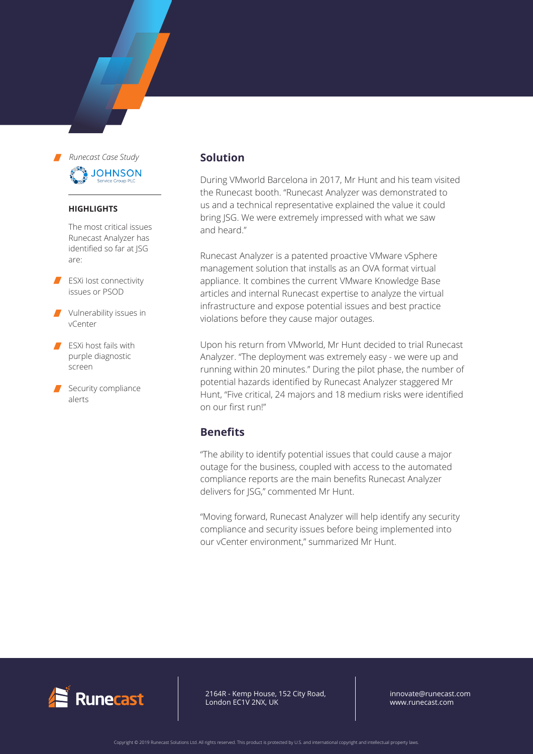*Runecast Case Study*

JOHNSON
Service Group PLC

**HIGHLIGHTS**

The most critical issues Runecast Analyzer has identified so far at JSG are:

- ESXi lost connectivity issues or PSOD
- Vulnerability issues in vCenter
- ESXi host fails with purple diagnostic screen
- Security compliance alerts

## Solution

During VMworld Barcelona in 2017, Mr Hunt and his team visited the Runecast booth. "Runecast Analyzer was demonstrated to us and a technical representative explained the value it could bring JSG. We were extremely impressed with what we saw and heard."

Runecast Analyzer is a patented proactive VMware vSphere management solution that installs as an OVA format virtual appliance. It combines the current VMware Knowledge Base articles and internal Runecast expertise to analyze the virtual infrastructure and expose potential issues and best practice violations before they cause major outages.

Upon his return from VMworld, Mr Hunt decided to trial Runecast Analyzer. "The deployment was extremely easy - we were up and running within 20 minutes." During the pilot phase, the number of potential hazards identified by Runecast Analyzer staggered Mr Hunt, "Five critical, 24 majors and 18 medium risks were identified on our first run!"

## Benefits

"The ability to identify potential issues that could cause a major outage for the business, coupled with access to the automated compliance reports are the main benefits Runecast Analyzer delivers for JSG," commented Mr Hunt.

"Moving forward, Runecast Analyzer will help identify any security compliance and security issues before being implemented into our vCenter environment," summarized Mr Hunt.

Runecast

2164R - Kemp House, 152 City Road,
London EC1V 2NX, UK

innovate@runecast.com
www.runecast.com

Copyright © 2019 Runecast Solutions Ltd. All rights reserved. This product is protected by U.S. and international copyright and intellectual property laws.